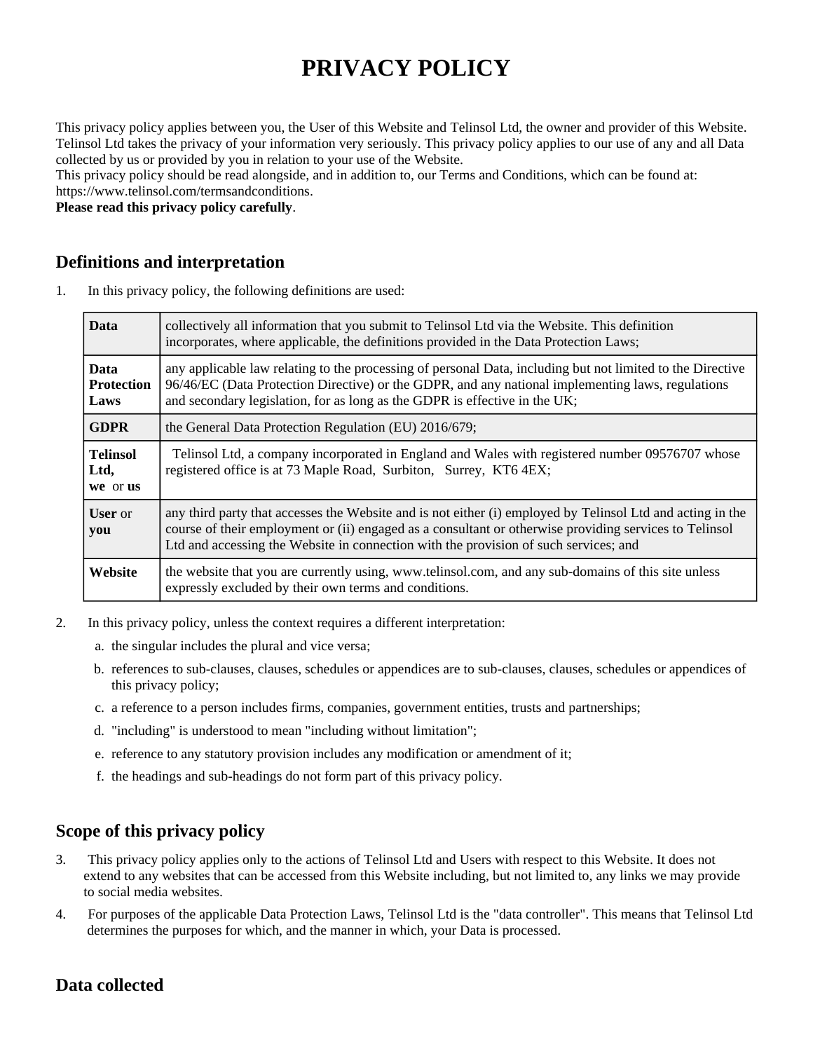# PRIVACY POLICY

This privacy policy applies between you, the User of this Website and Telinsol Ltd, the owner and provider of this Website. Telinsol Ltd takes the privacy of your information very seriously. This privacy policy applies to our use of any and all Data collected by us or provided by you in relation to your use of the Website.

This privacy policy should be read alongside, and in addition to, our Terms and Conditions, which can be found at: https://www.telinsol.com/termsandconditions.

**Please read this privacy policy carefully**.

## Definitions and interpretation

1. In this privacy policy, the following definitions are used:

| | |
|---|---|
| **Data** | collectively all information that you submit to Telinsol Ltd via the Website. This definition incorporates, where applicable, the definitions provided in the Data Protection Laws; |
| **Data Protection Laws** | any applicable law relating to the processing of personal Data, including but not limited to the Directive 96/46/EC (Data Protection Directive) or the GDPR, and any national implementing laws, regulations and secondary legislation, for as long as the GDPR is effective in the UK; |
| **GDPR** | the General Data Protection Regulation (EU) 2016/679; |
| **Telinsol Ltd, we** or **us** | Telinsol Ltd, a company incorporated in England and Wales with registered number 09576707 whose registered office is at 73 Maple Road, Surbiton, Surrey, KT6 4EX; |
| **User** or **you** | any third party that accesses the Website and is not either (i) employed by Telinsol Ltd and acting in the course of their employment or (ii) engaged as a consultant or otherwise providing services to Telinsol Ltd and accessing the Website in connection with the provision of such services; and |
| **Website** | the website that you are currently using, www.telinsol.com, and any sub-domains of this site unless expressly excluded by their own terms and conditions. |

2. In this privacy policy, unless the context requires a different interpretation:
   a. the singular includes the plural and vice versa;
   b. references to sub-clauses, clauses, schedules or appendices are to sub-clauses, clauses, schedules or appendices of this privacy policy;
   c. a reference to a person includes firms, companies, government entities, trusts and partnerships;
   d. "including" is understood to mean "including without limitation";
   e. reference to any statutory provision includes any modification or amendment of it;
   f. the headings and sub-headings do not form part of this privacy policy.

## Scope of this privacy policy

3. This privacy policy applies only to the actions of Telinsol Ltd and Users with respect to this Website. It does not extend to any websites that can be accessed from this Website including, but not limited to, any links we may provide to social media websites.
4. For purposes of the applicable Data Protection Laws, Telinsol Ltd is the "data controller". This means that Telinsol Ltd determines the purposes for which, and the manner in which, your Data is processed.

## Data collected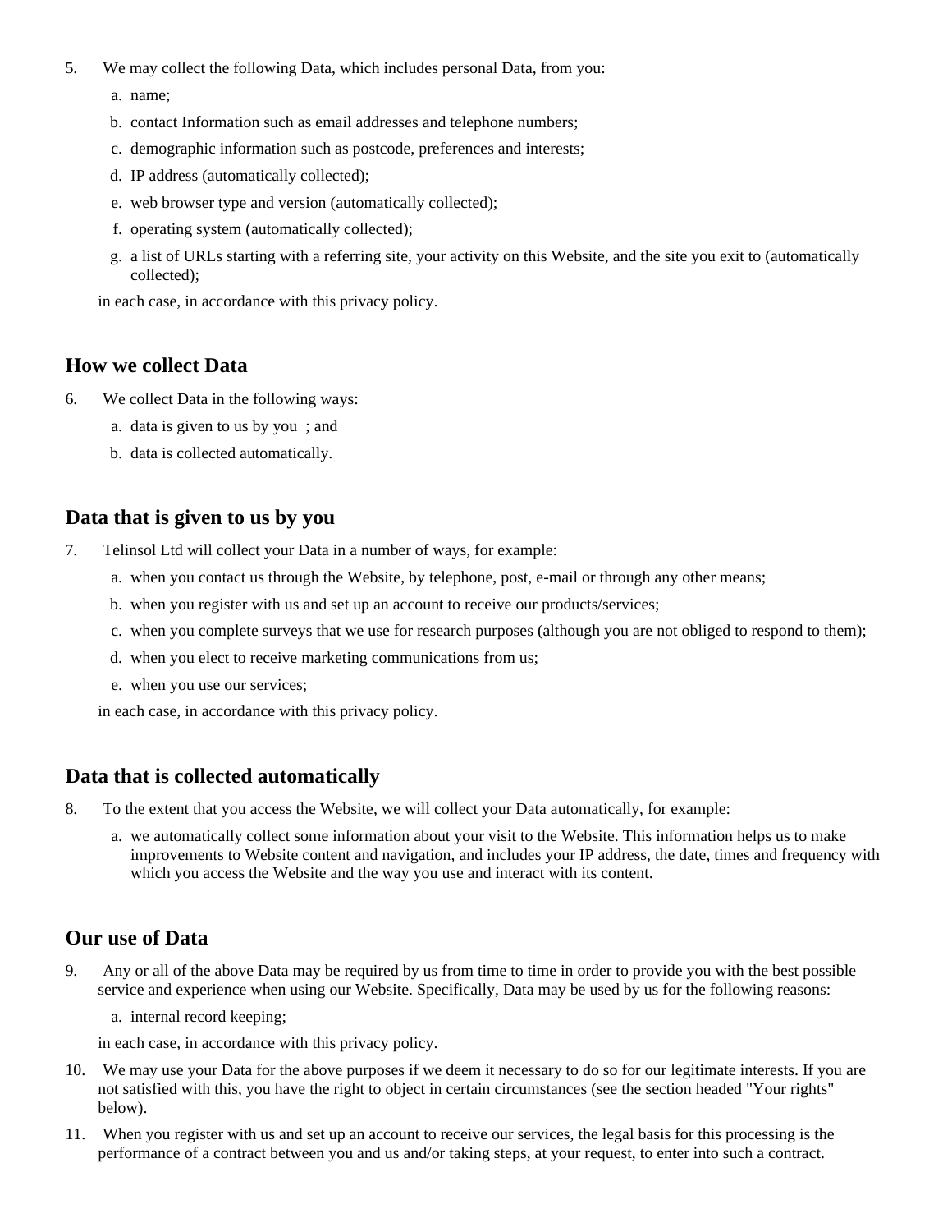5. We may collect the following Data, which includes personal Data, from you:

    a. name;
    b. contact Information such as email addresses and telephone numbers;
    c. demographic information such as postcode, preferences and interests;
    d. IP address (automatically collected);
    e. web browser type and version (automatically collected);
    f. operating system (automatically collected);
    g. a list of URLs starting with a referring site, your activity on this Website, and the site you exit to (automatically collected);

    in each case, in accordance with this privacy policy.

## How we collect Data

6. We collect Data in the following ways:

    a. data is given to us by you ; and
    b. data is collected automatically.

## Data that is given to us by you

7. Telinsol Ltd will collect your Data in a number of ways, for example:

    a. when you contact us through the Website, by telephone, post, e-mail or through any other means;
    b. when you register with us and set up an account to receive our products/services;
    c. when you complete surveys that we use for research purposes (although you are not obliged to respond to them);
    d. when you elect to receive marketing communications from us;
    e. when you use our services;

    in each case, in accordance with this privacy policy.

## Data that is collected automatically

8. To the extent that you access the Website, we will collect your Data automatically, for example:

    a. we automatically collect some information about your visit to the Website. This information helps us to make improvements to Website content and navigation, and includes your IP address, the date, times and frequency with which you access the Website and the way you use and interact with its content.

## Our use of Data

9. Any or all of the above Data may be required by us from time to time in order to provide you with the best possible service and experience when using our Website. Specifically, Data may be used by us for the following reasons:

    a. internal record keeping;

    in each case, in accordance with this privacy policy.

10. We may use your Data for the above purposes if we deem it necessary to do so for our legitimate interests. If you are not satisfied with this, you have the right to object in certain circumstances (see the section headed "Your rights" below).

11. When you register with us and set up an account to receive our services, the legal basis for this processing is the performance of a contract between you and us and/or taking steps, at your request, to enter into such a contract.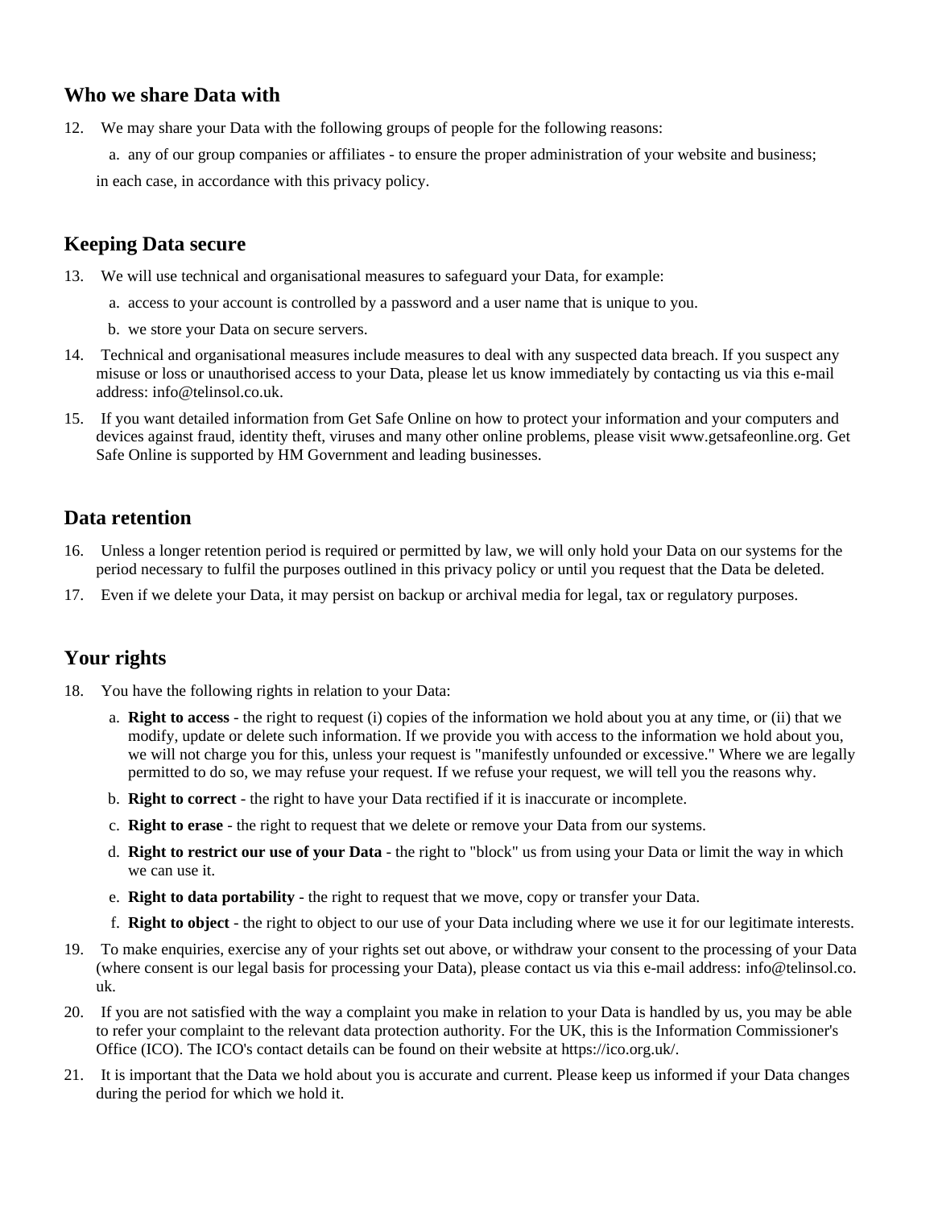## Who we share Data with

12. We may share your Data with the following groups of people for the following reasons:
    a. any of our group companies or affiliates - to ensure the proper administration of your website and business;

    in each case, in accordance with this privacy policy.

## Keeping Data secure

13. We will use technical and organisational measures to safeguard your Data, for example:
    a. access to your account is controlled by a password and a user name that is unique to you.
    b. we store your Data on secure servers.
14. Technical and organisational measures include measures to deal with any suspected data breach. If you suspect any misuse or loss or unauthorised access to your Data, please let us know immediately by contacting us via this e-mail address: info@telinsol.co.uk.
15. If you want detailed information from Get Safe Online on how to protect your information and your computers and devices against fraud, identity theft, viruses and many other online problems, please visit www.getsafeonline.org. Get Safe Online is supported by HM Government and leading businesses.

## Data retention

16. Unless a longer retention period is required or permitted by law, we will only hold your Data on our systems for the period necessary to fulfil the purposes outlined in this privacy policy or until you request that the Data be deleted.
17. Even if we delete your Data, it may persist on backup or archival media for legal, tax or regulatory purposes.

## Your rights

18. You have the following rights in relation to your Data:
    a. **Right to access** - the right to request (i) copies of the information we hold about you at any time, or (ii) that we modify, update or delete such information. If we provide you with access to the information we hold about you, we will not charge you for this, unless your request is "manifestly unfounded or excessive." Where we are legally permitted to do so, we may refuse your request. If we refuse your request, we will tell you the reasons why.
    b. **Right to correct** - the right to have your Data rectified if it is inaccurate or incomplete.
    c. **Right to erase** - the right to request that we delete or remove your Data from our systems.
    d. **Right to restrict our use of your Data** - the right to "block" us from using your Data or limit the way in which we can use it.
    e. **Right to data portability** - the right to request that we move, copy or transfer your Data.
    f. **Right to object** - the right to object to our use of your Data including where we use it for our legitimate interests.
19. To make enquiries, exercise any of your rights set out above, or withdraw your consent to the processing of your Data (where consent is our legal basis for processing your Data), please contact us via this e-mail address: info@telinsol.co.uk.
20. If you are not satisfied with the way a complaint you make in relation to your Data is handled by us, you may be able to refer your complaint to the relevant data protection authority. For the UK, this is the Information Commissioner's Office (ICO). The ICO's contact details can be found on their website at https://ico.org.uk/.
21. It is important that the Data we hold about you is accurate and current. Please keep us informed if your Data changes during the period for which we hold it.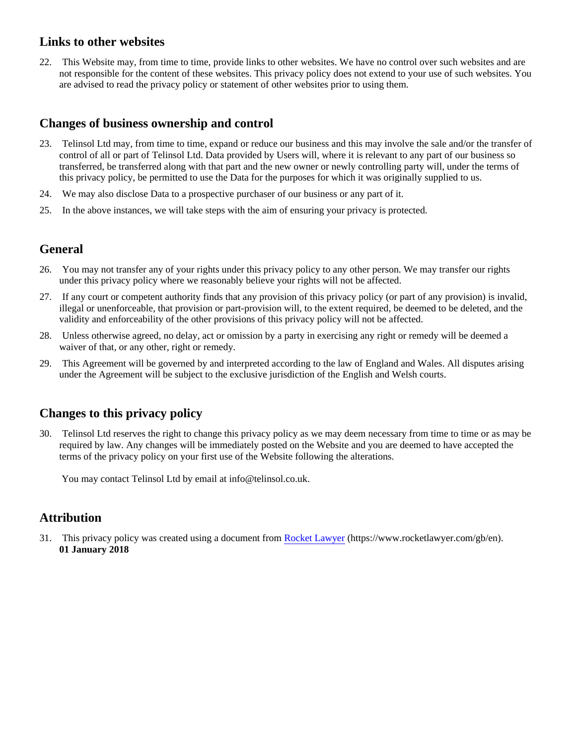## Links to other websites

22. This Website may, from time to time, provide links to other websites. We have no control over such websites and are not responsible for the content of these websites. This privacy policy does not extend to your use of such websites. You are advised to read the privacy policy or statement of other websites prior to using them.

## Changes of business ownership and control

23. Telinsol Ltd may, from time to time, expand or reduce our business and this may involve the sale and/or the transfer of control of all or part of Telinsol Ltd. Data provided by Users will, where it is relevant to any part of our business so transferred, be transferred along with that part and the new owner or newly controlling party will, under the terms of this privacy policy, be permitted to use the Data for the purposes for which it was originally supplied to us.
24. We may also disclose Data to a prospective purchaser of our business or any part of it.
25. In the above instances, we will take steps with the aim of ensuring your privacy is protected.

## General

26. You may not transfer any of your rights under this privacy policy to any other person. We may transfer our rights under this privacy policy where we reasonably believe your rights will not be affected.
27. If any court or competent authority finds that any provision of this privacy policy (or part of any provision) is invalid, illegal or unenforceable, that provision or part-provision will, to the extent required, be deemed to be deleted, and the validity and enforceability of the other provisions of this privacy policy will not be affected.
28. Unless otherwise agreed, no delay, act or omission by a party in exercising any right or remedy will be deemed a waiver of that, or any other, right or remedy.
29. This Agreement will be governed by and interpreted according to the law of England and Wales. All disputes arising under the Agreement will be subject to the exclusive jurisdiction of the English and Welsh courts.

## Changes to this privacy policy

30. Telinsol Ltd reserves the right to change this privacy policy as we may deem necessary from time to time or as may be required by law. Any changes will be immediately posted on the Website and you are deemed to have accepted the terms of the privacy policy on your first use of the Website following the alterations.

    You may contact Telinsol Ltd by email at info@telinsol.co.uk.

## Attribution

31. This privacy policy was created using a document from Rocket Lawyer (https://www.rocketlawyer.com/gb/en).
    **01 January 2018**